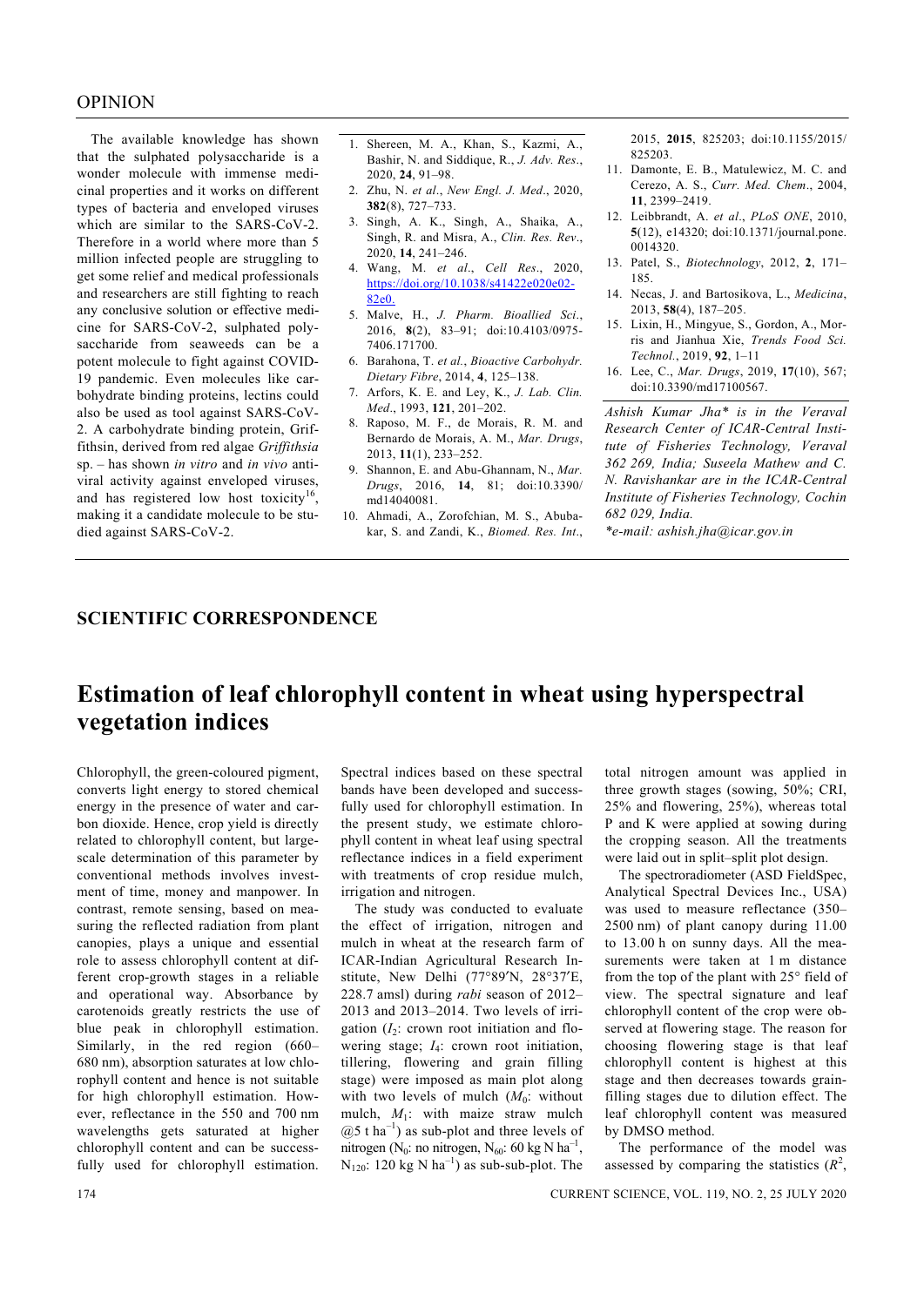The available knowledge has shown that the sulphated polysaccharide is a wonder molecule with immense medicinal properties and it works on different types of bacteria and enveloped viruses which are similar to the SARS-CoV-2. Therefore in a world where more than 5 million infected people are struggling to get some relief and medical professionals and researchers are still fighting to reach any conclusive solution or effective medicine for SARS-CoV-2, sulphated polysaccharide from seaweeds can be a potent molecule to fight against COVID-19 pandemic. Even molecules like carbohydrate binding proteins, lectins could also be used as tool against SARS-CoV-2. A carbohydrate binding protein, Griffithsin, derived from red algae *Griffithsia* sp. – has shown *in vitro* and *in vivo* antiviral activity against enveloped viruses, and has registered low host toxicity[16], making it a candidate molecule to be studied against SARS-CoV-2.

1. Shereen, M. A., Khan, S., Kazmi, A., Bashir, N. and Siddique, R., *J. Adv. Res.*, 2020, **24**, 91–98.
2. Zhu, N. *et al*., *New Engl. J. Med*., 2020, **382**(8), 727–733.
3. Singh, A. K., Singh, A., Shaika, A., Singh, R. and Misra, A., *Clin. Res. Rev*., 2020, **14**, 241–246.
4. Wang, M. *et al*., *Cell Res*., 2020, https://doi.org/10.1038/s41422e020e02-82e0.
5. Malve, H., *J. Pharm. Bioallied Sci*., 2016, **8**(2), 83–91; doi:10.4103/0975-7406.171700.
6. Barahona, T. *et al.*, *Bioactive Carbohydr. Dietary Fibre*, 2014, **4**, 125–138.
7. Arfors, K. E. and Ley, K., *J. Lab. Clin. Med*., 1993, **121**, 201–202.
8. Raposo, M. F., de Morais, R. M. and Bernardo de Morais, A. M., *Mar. Drugs*, 2013, **11**(1), 233–252.
9. Shannon, E. and Abu-Ghannam, N., *Mar. Drugs*, 2016, **14**, 81; doi:10.3390/md14040081.
10. Ahmadi, A., Zorofchian, M. S., Abubakar, S. and Zandi, K., *Biomed. Res. Int*., 2015, **2015**, 825203; doi:10.1155/2015/825203.
11. Damonte, E. B., Matulewicz, M. C. and Cerezo, A. S., *Curr. Med. Chem*., 2004, **11**, 2399–2419.
12. Leibbrandt, A. *et al*., *PLoS ONE*, 2010, **5**(12), e14320; doi:10.1371/journal.pone.0014320.
13. Patel, S., *Biotechnology*, 2012, **2**, 171–185.
14. Necas, J. and Bartosikova, L., *Medicina*, 2013, **58**(4), 187–205.
15. Lixin, H., Mingyue, S., Gordon, A., Morris and Jianhua Xie, *Trends Food Sci. Technol*., 2019, **92**, 1–11
16. Lee, C., *Mar. Drugs*, 2019, **17**(10), 567; doi:10.3390/md17100567.

*Ashish Kumar Jha\* is in the Veraval Research Center of ICAR-Central Institute of Fisheries Technology, Veraval 362 269, India; Suseela Mathew and C. N. Ravishankar are in the ICAR-Central Institute of Fisheries Technology, Cochin 682 029, India.*
*\*e-mail: ashish.jha@icar.gov.in*

## SCIENTIFIC CORRESPONDENCE

# Estimation of leaf chlorophyll content in wheat using hyperspectral vegetation indices

Chlorophyll, the green-coloured pigment, converts light energy to stored chemical energy in the presence of water and carbon dioxide. Hence, crop yield is directly related to chlorophyll content, but large-scale determination of this parameter by conventional methods involves investment of time, money and manpower. In contrast, remote sensing, based on measuring the reflected radiation from plant canopies, plays a unique and essential role to assess chlorophyll content at different crop-growth stages in a reliable and operational way. Absorbance by carotenoids greatly restricts the use of blue peak in chlorophyll estimation. Similarly, in the red region (660–680 nm), absorption saturates at low chlorophyll content and hence is not suitable for high chlorophyll estimation. However, reflectance in the 550 and 700 nm wavelengths gets saturated at higher chlorophyll content and can be successfully used for chlorophyll estimation. Spectral indices based on these spectral bands have been developed and successfully used for chlorophyll estimation. In the present study, we estimate chlorophyll content in wheat leaf using spectral reflectance indices in a field experiment with treatments of crop residue mulch, irrigation and nitrogen.

The study was conducted to evaluate the effect of irrigation, nitrogen and mulch in wheat at the research farm of ICAR-Indian Agricultural Research Institute, New Delhi (77°89′N, 28°37′E, 228.7 amsl) during *rabi* season of 2012–2013 and 2013–2014. Two levels of irrigation ($I_2$: crown root initiation and flowering stage; $I_4$: crown root initiation, tillering, flowering and grain filling stage) were imposed as main plot along with two levels of mulch ($M_0$: without mulch, $M_1$: with maize straw mulch @5 t $ha^{-1}$) as sub-plot and three levels of nitrogen ($N_0$: no nitrogen, $N_{60}$: 60 kg N $ha^{-1}$, $N_{120}$: 120 kg N $ha^{-1}$) as sub-sub-plot. The total nitrogen amount was applied in three growth stages (sowing, 50%; CRI, 25% and flowering, 25%), whereas total P and K were applied at sowing during the cropping season. All the treatments were laid out in split–split plot design.

The spectroradiometer (ASD FieldSpec, Analytical Spectral Devices Inc., USA) was used to measure reflectance (350–2500 nm) of plant canopy during 11.00 to 13.00 h on sunny days. All the measurements were taken at 1 m distance from the top of the plant with 25° field of view. The spectral signature and leaf chlorophyll content of the crop were observed at flowering stage. The reason for choosing flowering stage is that leaf chlorophyll content is highest at this stage and then decreases towards grain-filling stages due to dilution effect. The leaf chlorophyll content was measured by DMSO method.

The performance of the model was assessed by comparing the statistics ($R^2$,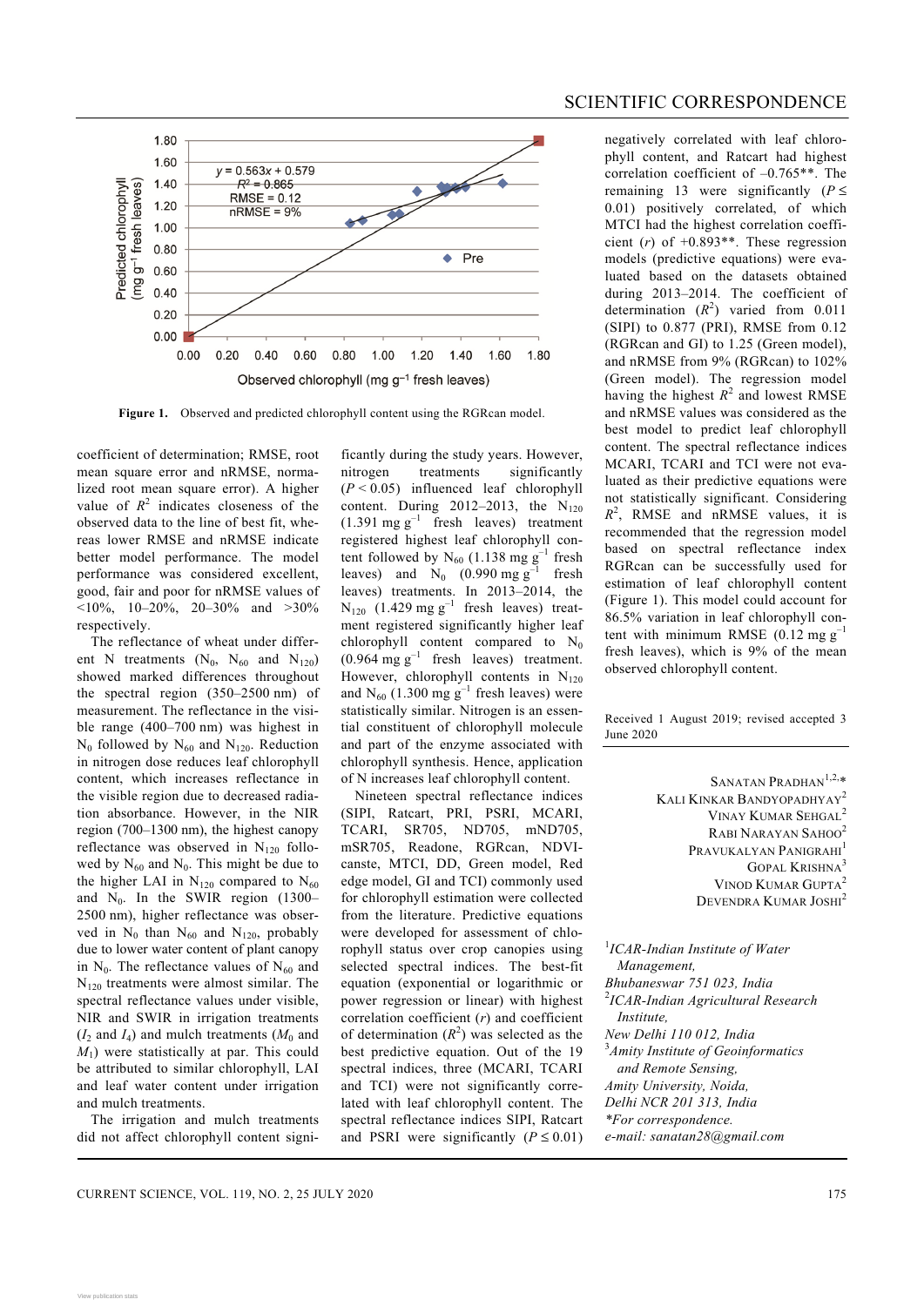y = 0.563x + 0.579
$R^2$ = 0.865
RMSE = 0.12
nRMSE = 9%

Predicted chlorophyll (mg g$^{-1}$ fresh leaves)

1.80
1.60
1.40
1.20
1.00
0.80
0.60
0.40
0.20
0.00

0.00 0.20 0.40 0.60 0.80 1.00 1.20 1.40 1.60 1.80

Observed chlorophyll (mg g$^{-1}$ fresh leaves)

Pre

**Figure 1.** Observed and predicted chlorophyll content using the RGRcan model.

coefficient of determination; RMSE, root mean square error and nRMSE, normalized root mean square error). A higher value of $R^2$ indicates closeness of the observed data to the line of best fit, whereas lower RMSE and nRMSE indicate better model performance. The model performance was considered excellent, good, fair and poor for nRMSE values of <10%, 10–20%, 20–30% and >30% respectively.

The reflectance of wheat under different N treatments ($N_0$, $N_{60}$ and $N_{120}$) showed marked differences throughout the spectral region (350–2500 nm) of measurement. The reflectance in the visible range (400–700 nm) was highest in $N_0$ followed by $N_{60}$ and $N_{120}$. Reduction in nitrogen dose reduces leaf chlorophyll content, which increases reflectance in the visible region due to decreased radiation absorbance. However, in the NIR region (700–1300 nm), the highest canopy reflectance was observed in $N_{120}$ followed by $N_{60}$ and $N_0$. This might be due to the higher LAI in $N_{120}$ compared to $N_{60}$ and $N_0$. In the SWIR region (1300–2500 nm), higher reflectance was observed in $N_0$ than $N_{60}$ and $N_{120}$, probably due to lower water content of plant canopy in $N_0$. The reflectance values of $N_{60}$ and $N_{120}$ treatments were almost similar. The spectral reflectance values under visible, NIR and SWIR in irrigation treatments ($I_2$ and $I_4$) and mulch treatments ($M_0$ and $M_1$) were statistically at par. This could be attributed to similar chlorophyll, LAI and leaf water content under irrigation and mulch treatments.

The irrigation and mulch treatments did not affect chlorophyll content significantly during the study years. However, nitrogen treatments significantly ($P < 0.05$) influenced leaf chlorophyll content. During 2012–2013, the $N_{120}$ (1.391 mg g$^{-1}$ fresh leaves) treatment registered highest leaf chlorophyll content followed by $N_{60}$ (1.138 mg g$^{-1}$ fresh leaves) and $N_0$ (0.990 mg g$^{-1}$ fresh leaves) treatments. In 2013–2014, the $N_{120}$ (1.429 mg g$^{-1}$ fresh leaves) treatment registered significantly higher leaf chlorophyll content compared to $N_0$ (0.964 mg g$^{-1}$ fresh leaves) treatment. However, chlorophyll contents in $N_{120}$ and $N_{60}$ (1.300 mg g$^{-1}$ fresh leaves) were statistically similar. Nitrogen is an essential constituent of chlorophyll molecule and part of the enzyme associated with chlorophyll synthesis. Hence, application of N increases leaf chlorophyll content.

Nineteen spectral reflectance indices (SIPI, Ratcart, PRI, PSRI, MCARI, TCARI, SR705, ND705, mND705, mSR705, Readone, RGRcan, NDVIcanste, MTCI, DD, Green model, Red edge model, GI and TCI) commonly used for chlorophyll estimation were collected from the literature. Predictive equations were developed for assessment of chlorophyll status over crop canopies using selected spectral indices. The best-fit equation (exponential or logarithmic or power regression or linear) with highest correlation coefficient ($r$) and coefficient of determination ($R^2$) was selected as the best predictive equation. Out of the 19 spectral indices, three (MCARI, TCARI and TCI) were not significantly correlated with leaf chlorophyll content. The spectral reflectance indices SIPI, Ratcart and PSRI were significantly ($P \leq 0.01$) negatively correlated with leaf chlorophyll content, and Ratcart had highest correlation coefficient of –0.765**. The remaining 13 were significantly ($P \leq 0.01$) positively correlated, of which MTCI had the highest correlation coefficient ($r$) of +0.893**. These regression models (predictive equations) were evaluated based on the datasets obtained during 2013–2014. The coefficient of determination ($R^2$) varied from 0.011 (SIPI) to 0.877 (PRI), RMSE from 0.12 (RGRcan and GI) to 1.25 (Green model), and nRMSE from 9% (RGRcan) to 102% (Green model). The regression model having the highest $R^2$ and lowest RMSE and nRMSE values was considered as the best model to predict leaf chlorophyll content. The spectral reflectance indices MCARI, TCARI and TCI were not evaluated as their predictive equations were not statistically significant. Considering $R^2$, RMSE and nRMSE values, it is recommended that the regression model based on spectral reflectance index RGRcan can be successfully used for estimation of leaf chlorophyll content (Figure 1). This model could account for 86.5% variation in leaf chlorophyll content with minimum RMSE (0.12 mg g$^{-1}$ fresh leaves), which is 9% of the mean observed chlorophyll content.

Received 1 August 2019; revised accepted 3 June 2020

SANATAN PRADHAN[1,2,*]
KALI KINKAR BANDYOPADHYAY[2]
VINAY KUMAR SEHGAL[2]
RABI NARAYAN SAHOO[2]
PRAVUKALYAN PANIGRAHI[1]
GOPAL KRISHNA[3]
VINOD KUMAR GUPTA[2]
DEVENDRA KUMAR JOSHI[2]

[1]*ICAR-Indian Institute of Water Management,*
*Bhubaneswar 751 023, India*
[2]*ICAR-Indian Agricultural Research Institute,*
*New Delhi 110 012, India*
[3]*Amity Institute of Geoinformatics and Remote Sensing,*
*Amity University, Noida,*
*Delhi NCR 201 313, India*
*For correspondence.
*e-mail: sanatan28@gmail.com*